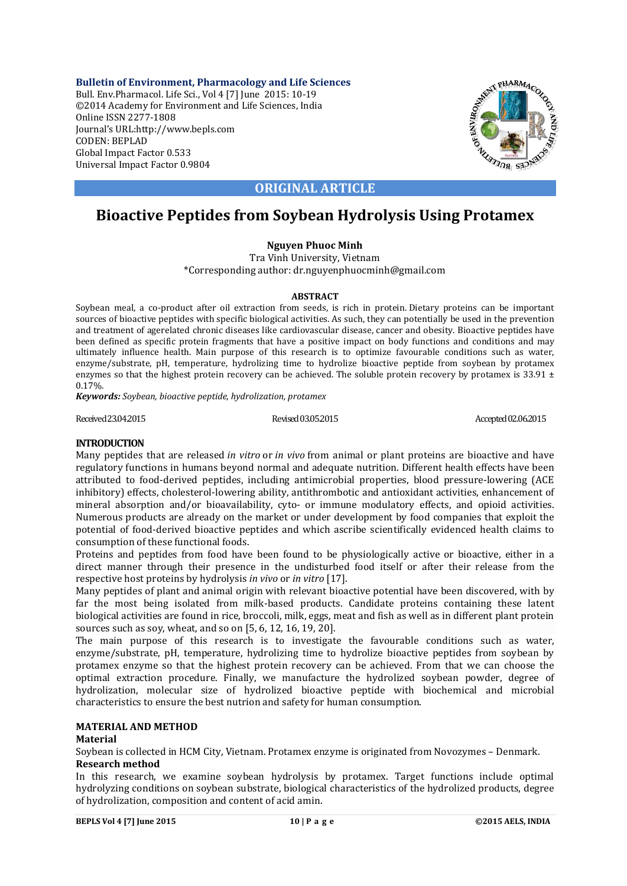**Bulletin of Environment, Pharmacology and Life Sciences**
Bull. Env.Pharmacol. Life Sci., Vol 4 [7] June 2015: 10-19
©2014 Academy for Environment and Life Sciences, India
Online ISSN 2277-1808
Journal's URL:http://www.bepls.com
CODEN: BEPLAD
Global Impact Factor 0.533
Universal Impact Factor 0.9804

**ORIGINAL ARTICLE**

# Bioactive Peptides from Soybean Hydrolysis Using Protamex

**Nguyen Phuoc Minh**
Tra Vinh University, Vietnam
*Corresponding author: dr.nguyenphuocminh@gmail.com

**ABSTRACT**

Soybean meal, a co-product after oil extraction from seeds, is rich in protein. Dietary proteins can be important sources of bioactive peptides with specific biological activities. As such, they can potentially be used in the prevention and treatment of agerelated chronic diseases like cardiovascular disease, cancer and obesity. Bioactive peptides have been defined as specific protein fragments that have a positive impact on body functions and conditions and may ultimately influence health. Main purpose of this research is to optimize favourable conditions such as water, enzyme/substrate, pH, temperature, hydrolizing time to hydrolize bioactive peptide from soybean by protamex enzymes so that the highest protein recovery can be achieved. The soluble protein recovery by protamex is 33.91 ± 0.17%.

***Keywords:*** *Soybean, bioactive peptide, hydrolization, protamex*

Received 23.04.2015 Revised 03.05.2015 Accepted 02.06.2015

## INTRODUCTION

Many peptides that are released *in vitro* or *in vivo* from animal or plant proteins are bioactive and have regulatory functions in humans beyond normal and adequate nutrition. Different health effects have been attributed to food-derived peptides, including antimicrobial properties, blood pressure-lowering (ACE inhibitory) effects, cholesterol-lowering ability, antithrombotic and antioxidant activities, enhancement of mineral absorption and/or bioavailability, cyto- or immune modulatory effects, and opioid activities. Numerous products are already on the market or under development by food companies that exploit the potential of food-derived bioactive peptides and which ascribe scientifically evidenced health claims to consumption of these functional foods.

Proteins and peptides from food have been found to be physiologically active or bioactive, either in a direct manner through their presence in the undisturbed food itself or after their release from the respective host proteins by hydrolysis *in vivo* or *in vitro* [17].

Many peptides of plant and animal origin with relevant bioactive potential have been discovered, with by far the most being isolated from milk-based products. Candidate proteins containing these latent biological activities are found in rice, broccoli, milk, eggs, meat and fish as well as in different plant protein sources such as soy, wheat, and so on [5, 6, 12, 16, 19, 20].

The main purpose of this research is to investigate the favourable conditions such as water, enzyme/substrate, pH, temperature, hydrolizing time to hydrolize bioactive peptides from soybean by protamex enzyme so that the highest protein recovery can be achieved. From that we can choose the optimal extraction procedure. Finally, we manufacture the hydrolized soybean powder, degree of hydrolization, molecular size of hydrolized bioactive peptide with biochemical and microbial characteristics to ensure the best nutrion and safety for human consumption.

## MATERIAL AND METHOD

### Material

Soybean is collected in HCM City, Vietnam. Protamex enzyme is originated from Novozymes – Denmark.

### Research method

In this research, we examine soybean hydrolysis by protamex. Target functions include optimal hydrolyzing conditions on soybean substrate, biological characteristics of the hydrolized products, degree of hydrolization, composition and content of acid amin.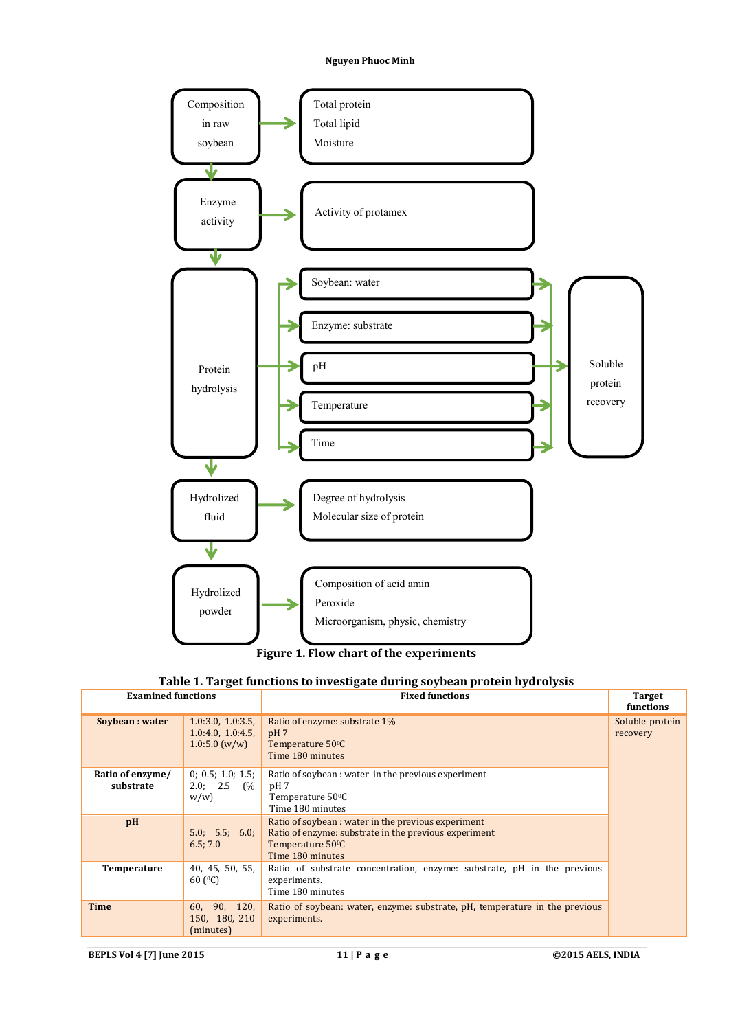Composition in raw soybean → Total protein, Total lipid, Moisture

Enzyme activity → Activity of protamex

Protein hydrolysis → Soybean: water; Enzyme: substrate; pH; Temperature; Time → Soluble protein recovery

Hydrolized fluid → Degree of hydrolysis, Molecular size of protein

Hydrolized powder → Composition of acid amin, Peroxide, Microorganism, physic, chemistry

**Figure 1. Flow chart of the experiments**

**Table 1. Target functions to investigate during soybean protein hydrolysis**

| Examined functions | | Fixed functions | Target functions |
|---|---|---|---|
| **Soybean : water** | 1.0:3.0, 1.0:3.5, 1.0:4.0, 1.0:4.5, 1.0:5.0 (w/w) | Ratio of enzyme: substrate 1%<br>pH 7<br>Temperature 50$^0$C<br>Time 180 minutes | Soluble protein recovery |
| **Ratio of enzyme/ substrate** | 0; 0.5; 1.0; 1.5; 2.0; 2.5 (% w/w) | Ratio of soybean : water in the previous experiment<br>pH 7<br>Temperature 50$^0$C<br>Time 180 minutes | |
| **pH** | 5.0; 5.5; 6.0; 6.5; 7.0 | Ratio of soybean : water in the previous experiment<br>Ratio of enzyme: substrate in the previous experiment<br>Temperature 50$^0$C<br>Time 180 minutes | |
| **Temperature** | 40, 45, 50, 55, 60 ($^0$C) | Ratio of substrate concentration, enzyme: substrate, pH in the previous experiments.<br>Time 180 minutes | |
| **Time** | 60, 90, 120, 150, 180, 210 (minutes) | Ratio of soybean: water, enzyme: substrate, pH, temperature in the previous experiments. | |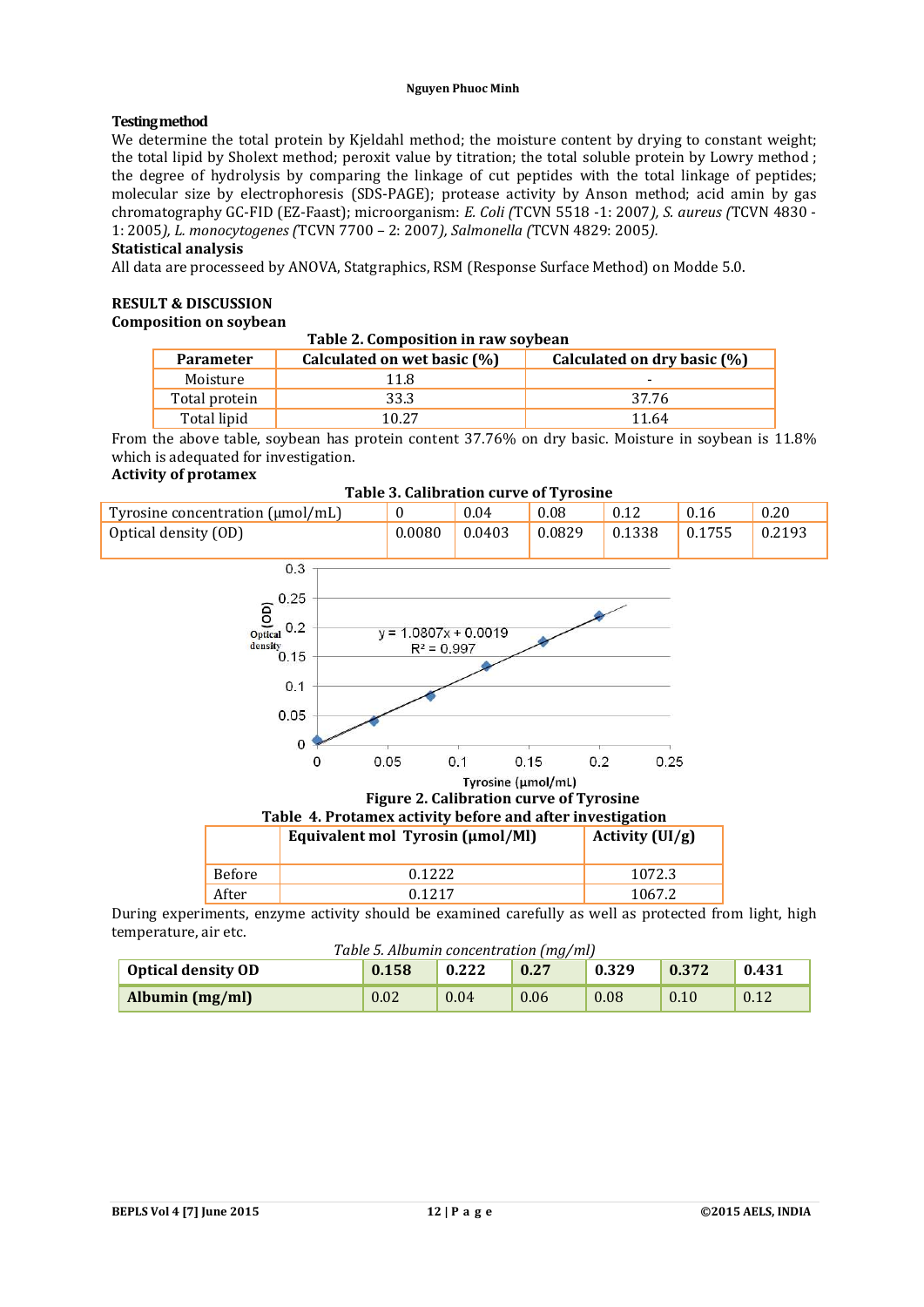### Testing method

We determine the total protein by Kjeldahl method; the moisture content by drying to constant weight; the total lipid by Sholext method; peroxit value by titration; the total soluble protein by Lowry method ; the degree of hydrolysis by comparing the linkage of cut peptides with the total linkage of peptides; molecular size by electrophoresis (SDS-PAGE); protease activity by Anson method; acid amin by gas chromatography GC-FID (EZ-Faast); microorganism: *E. Coli (*TCVN 5518 -1: 2007*), S. aureus (*TCVN 4830 -1: 2005*), L. monocytogenes (*TCVN 7700 – 2: 2007*), Salmonella (*TCVN 4829: 2005*).*

### Statistical analysis

All data are processeed by ANOVA, Statgraphics, RSM (Response Surface Method) on Modde 5.0.

## RESULT & DISCUSSION

### Composition on soybean

**Table 2. Composition in raw soybean**

| Parameter | Calculated on wet basic (%) | Calculated on dry basic (%) |
|---|---|---|
| Moisture | 11.8 | - |
| Total protein | 33.3 | 37.76 |
| Total lipid | 10.27 | 11.64 |

From the above table, soybean has protein content 37.76% on dry basic. Moisture in soybean is 11.8% which is adequated for investigation.

### Activity of protamex

**Table 3. Calibration curve of Tyrosine**

| Tyrosine concentration (μmol/mL) | 0 | 0.04 | 0.08 | 0.12 | 0.16 | 0.20 |
|---|---|---|---|---|---|---|
| Optical density (OD) | 0.0080 | 0.0403 | 0.0829 | 0.1338 | 0.1755 | 0.2193 |

$$y = 1.0807x + 0.0019$$
$$R^2 = 0.997$$

**Figure 2. Calibration curve of Tyrosine**

**Table 4. Protamex activity before and after investigation**

| | Equivalent mol Tyrosin (μmol/Ml) | Activity (UI/g) |
|---|---|---|
| Before | 0.1222 | 1072.3 |
| After | 0.1217 | 1067.2 |

During experiments, enzyme activity should be examined carefully as well as protected from light, high temperature, air etc.

*Table 5. Albumin concentration (mg/ml)*

| Optical density OD | 0.158 | 0.222 | 0.27 | 0.329 | 0.372 | 0.431 |
|---|---|---|---|---|---|---|
| Albumin (mg/ml) | 0.02 | 0.04 | 0.06 | 0.08 | 0.10 | 0.12 |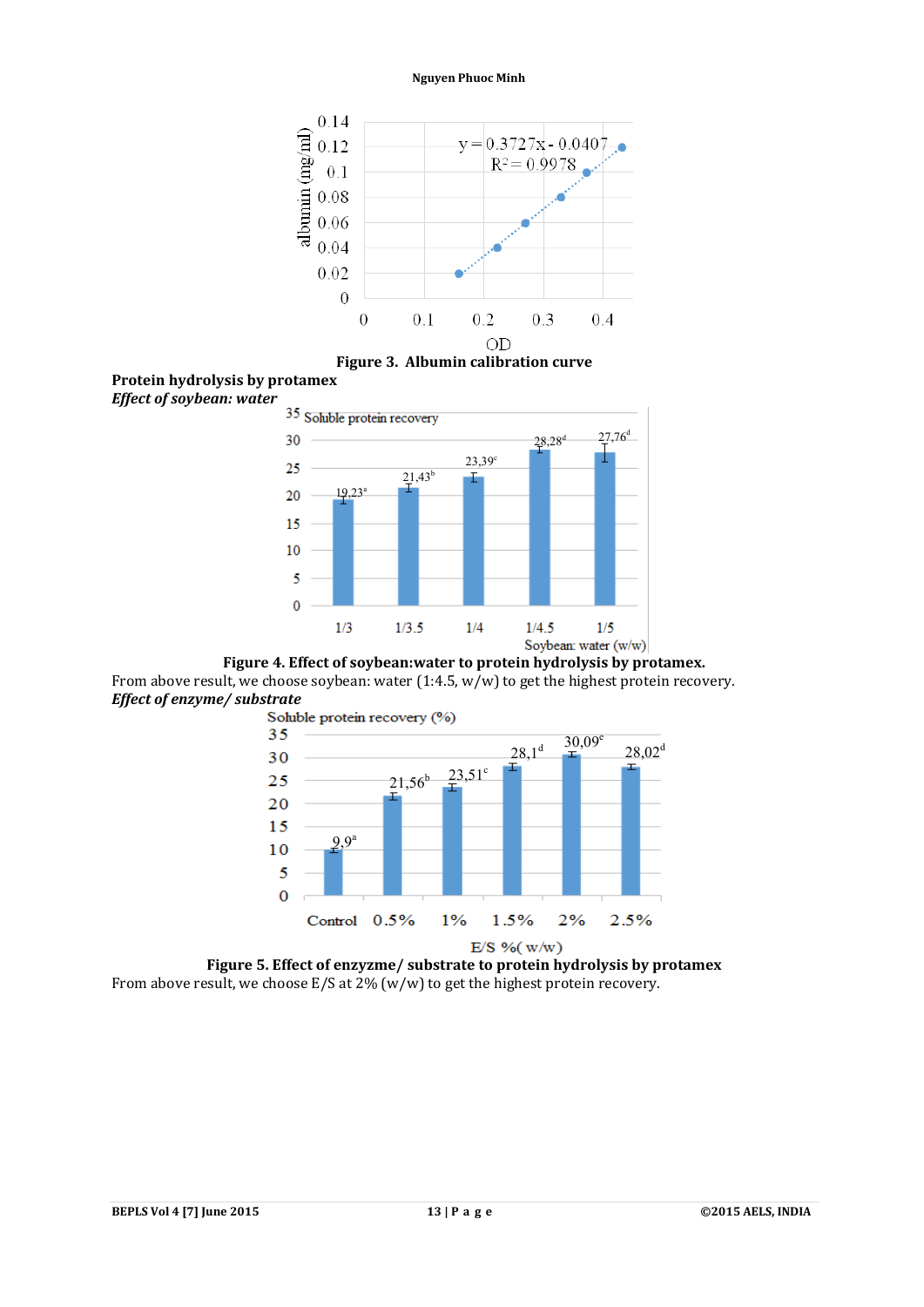Figure 3. Albumin calibration curve

**Protein hydrolysis by protamex**

***Effect of soybean: water***

**Figure 4. Effect of soybean:water to protein hydrolysis by protamex.**

From above result, we choose soybean: water (1:4.5, w/w) to get the highest protein recovery.

***Effect of enzyme/ substrate***

**Figure 5. Effect of enzyzme/ substrate to protein hydrolysis by protamex**

From above result, we choose E/S at 2% (w/w) to get the highest protein recovery.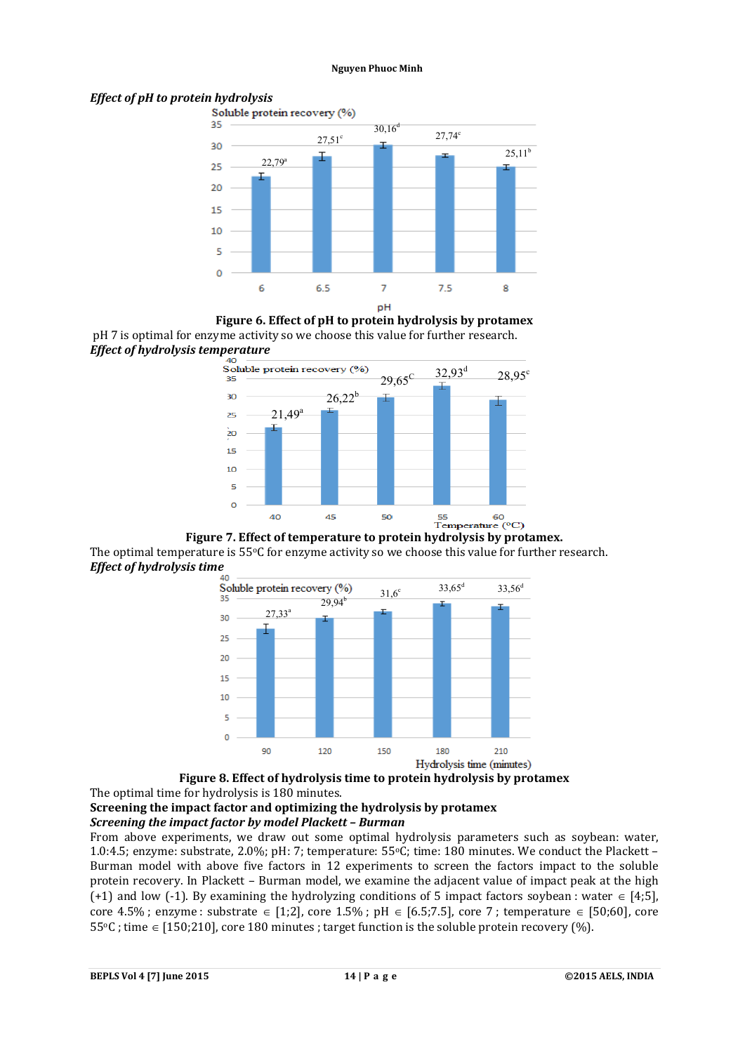*Effect of pH to protein hydrolysis*

**Figure 6. Effect of pH to protein hydrolysis by protamex**

pH 7 is optimal for enzyme activity so we choose this value for further research.

*Effect of hydrolysis temperature*

**Figure 7. Effect of temperature to protein hydrolysis by protamex.**

The optimal temperature is 55°C for enzyme activity so we choose this value for further research.

*Effect of hydrolysis time*

**Figure 8. Effect of hydrolysis time to protein hydrolysis by protamex**

The optimal time for hydrolysis is 180 minutes.

**Screening the impact factor and optimizing the hydrolysis by protamex**

***Screening the impact factor by model Plackett – Burman***

From above experiments, we draw out some optimal hydrolysis parameters such as soybean: water, 1.0:4.5; enzyme: substrate, 2.0%; pH: 7; temperature: 55°C; time: 180 minutes. We conduct the Plackett – Burman model with above five factors in 12 experiments to screen the factors impact to the soluble protein recovery. In Plackett – Burman model, we examine the adjacent value of impact peak at the high (+1) and low (-1). By examining the hydrolyzing conditions of 5 impact factors soybean : water ∈ [4;5], core 4.5% ; enzyme : substrate ∈ [1;2], core 1.5% ; pH ∈ [6.5;7.5], core 7 ; temperature ∈ [50;60], core 55°C ; time ∈ [150;210], core 180 minutes ; target function is the soluble protein recovery (%).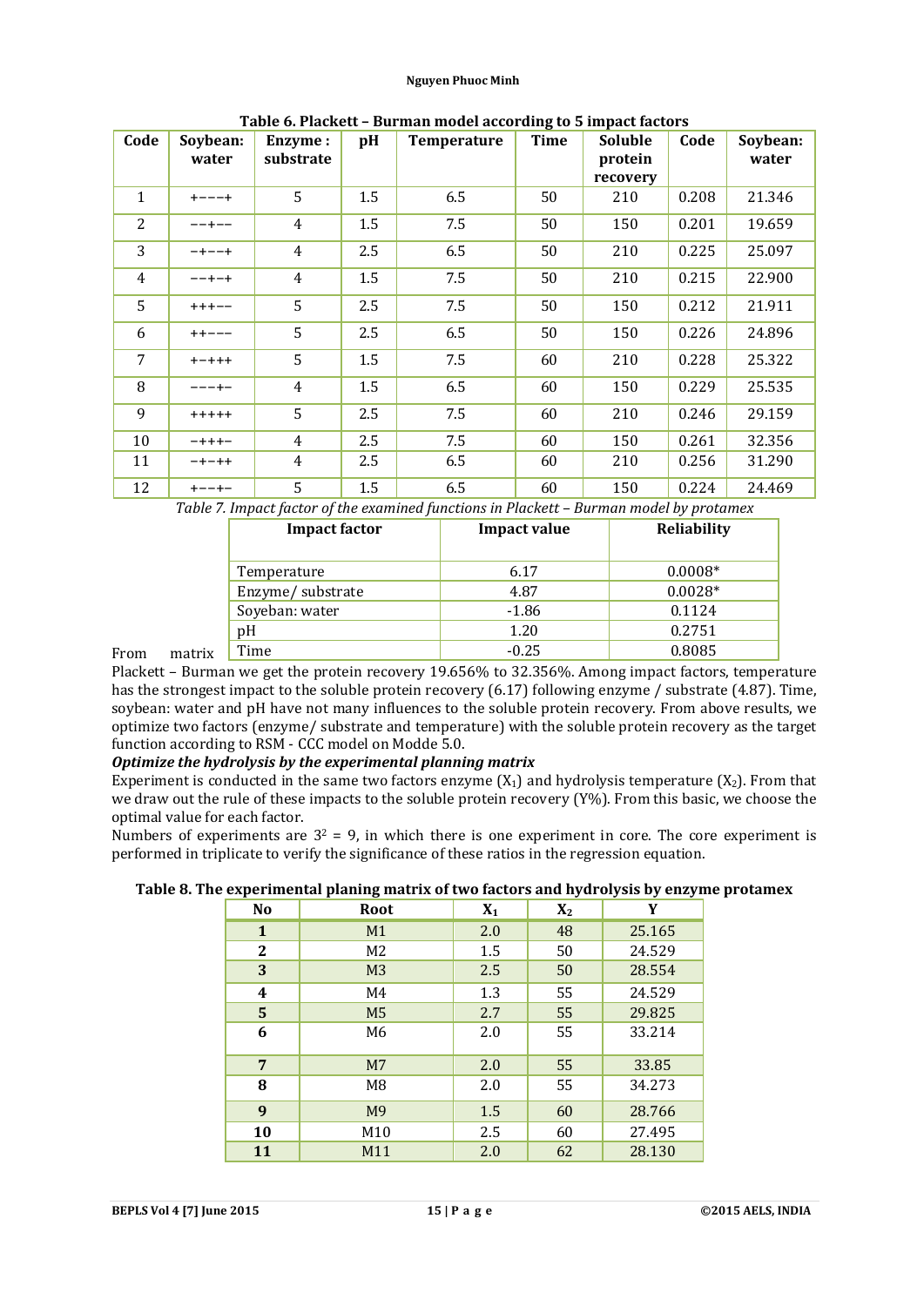**Table 6. Plackett – Burman model according to 5 impact factors**

| Code | Soybean: water | Enzyme : substrate | pH | Temperature | Time | Soluble protein recovery | Code | Soybean: water |
|---|---|---|---|---|---|---|---|---|
| 1 | +−−−+ | 5 | 1.5 | 6.5 | 50 | 210 | 0.208 | 21.346 |
| 2 | −−+−− | 4 | 1.5 | 7.5 | 50 | 150 | 0.201 | 19.659 |
| 3 | −+−−+ | 4 | 2.5 | 6.5 | 50 | 210 | 0.225 | 25.097 |
| 4 | −−+−+ | 4 | 1.5 | 7.5 | 50 | 210 | 0.215 | 22.900 |
| 5 | +++−− | 5 | 2.5 | 7.5 | 50 | 150 | 0.212 | 21.911 |
| 6 | ++−−− | 5 | 2.5 | 6.5 | 50 | 150 | 0.226 | 24.896 |
| 7 | +−+++ | 5 | 1.5 | 7.5 | 60 | 210 | 0.228 | 25.322 |
| 8 | −−−+− | 4 | 1.5 | 6.5 | 60 | 150 | 0.229 | 25.535 |
| 9 | +++++ | 5 | 2.5 | 7.5 | 60 | 210 | 0.246 | 29.159 |
| 10 | −+++− | 4 | 2.5 | 7.5 | 60 | 150 | 0.261 | 32.356 |
| 11 | −+−++ | 4 | 2.5 | 6.5 | 60 | 210 | 0.256 | 31.290 |
| 12 | +−−+− | 5 | 1.5 | 6.5 | 60 | 150 | 0.224 | 24.469 |

*Table 7. Impact factor of the examined functions in Plackett – Burman model by protamex*

| Impact factor | Impact value | Reliability |
|---|---|---|
| Temperature | 6.17 | 0.0008* |
| Enzyme/ substrate | 4.87 | 0.0028* |
| Soyeban: water | -1.86 | 0.1124 |
| pH | 1.20 | 0.2751 |
| Time | -0.25 | 0.8085 |

From matrix Plackett – Burman we get the protein recovery 19.656% to 32.356%. Among impact factors, temperature has the strongest impact to the soluble protein recovery (6.17) following enzyme / substrate (4.87). Time, soybean: water and pH have not many influences to the soluble protein recovery. From above results, we optimize two factors (enzyme/ substrate and temperature) with the soluble protein recovery as the target function according to RSM - CCC model on Modde 5.0.

***Optimize the hydrolysis by the experimental planning matrix***

Experiment is conducted in the same two factors enzyme ($X_1$) and hydrolysis temperature ($X_2$). From that we draw out the rule of these impacts to the soluble protein recovery (Y%). From this basic, we choose the optimal value for each factor.

Numbers of experiments are $3^2 = 9$, in which there is one experiment in core. The core experiment is performed in triplicate to verify the significance of these ratios in the regression equation.

**Table 8. The experimental planing matrix of two factors and hydrolysis by enzyme protamex**

| No | Root | $X_1$ | $X_2$ | Y |
|---|---|---|---|---|
| **1** | M1 | 2.0 | 48 | 25.165 |
| **2** | M2 | 1.5 | 50 | 24.529 |
| **3** | M3 | 2.5 | 50 | 28.554 |
| **4** | M4 | 1.3 | 55 | 24.529 |
| **5** | M5 | 2.7 | 55 | 29.825 |
| **6** | M6 | 2.0 | 55 | 33.214 |
| **7** | M7 | 2.0 | 55 | 33.85 |
| **8** | M8 | 2.0 | 55 | 34.273 |
| **9** | M9 | 1.5 | 60 | 28.766 |
| **10** | M10 | 2.5 | 60 | 27.495 |
| **11** | M11 | 2.0 | 62 | 28.130 |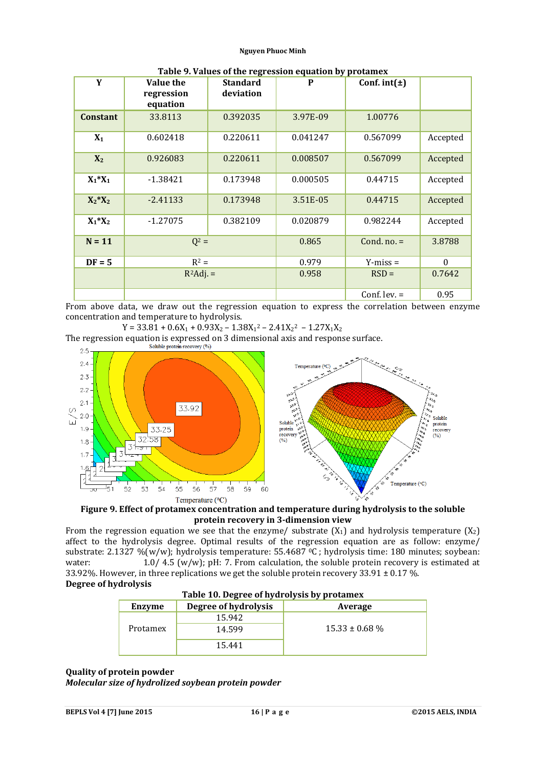**Table 9. Values of the regression equation by protamex**

| Y | Value the regression equation | Standard deviation | P | Conf. int(±) | |
|---|---|---|---|---|---|
| **Constant** | 33.8113 | 0.392035 | 3.97E-09 | 1.00776 | |
| $X_1$ | 0.602418 | 0.220611 | 0.041247 | 0.567099 | Accepted |
| $X_2$ | 0.926083 | 0.220611 | 0.008507 | 0.567099 | Accepted |
| $X_1{*}X_1$ | -1.38421 | 0.173948 | 0.000505 | 0.44715 | Accepted |
| $X_2{*}X_2$ | -2.41133 | 0.173948 | 3.51E-05 | 0.44715 | Accepted |
| $X_1{*}X_2$ | -1.27075 | 0.382109 | 0.020879 | 0.982244 | Accepted |
| **N = 11** | $Q^2$ = | | 0.865 | Cond. no. = | 3.8788 |
| **DF = 5** | $R^2$ = | | 0.979 | Y-miss = | 0 |
| | $R^2$Adj. = | | 0.958 | RSD = | 0.7642 |
| | | | | Conf. lev. = | 0.95 |

From above data, we draw out the regression equation to express the correlation between enzyme concentration and temperature to hydrolysis.

$$Y = 33.81 + 0.6X_1 + 0.93X_2 - 1.38X_1^2 - 2.41X_2^2 - 1.27X_1X_2$$

The regression equation is expressed on 3 dimensional axis and response surface.

**Figure 9. Effect of protamex concentration and temperature during hydrolysis to the soluble protein recovery in 3-dimension view**

From the regression equation we see that the enzyme/ substrate ($X_1$) and hydrolysis temperature ($X_2$) affect to the hydrolysis degree. Optimal results of the regression equation are as follow: enzyme/ substrate: 2.1327 %(w/w); hydrolysis temperature: 55.4687 ⁰C ; hydrolysis time: 180 minutes; soybean: water: 1.0/ 4.5 (w/w); pH: 7. From calculation, the soluble protein recovery is estimated at 33.92%. However, in three replications we get the soluble protein recovery 33.91 ± 0.17 %.

**Degree of hydrolysis**

**Table 10. Degree of hydrolysis by protamex**

| Enzyme | Degree of hydrolysis | Average |
|---|---|---|
| Protamex | 15.942 | 15.33 ± 0.68 % |
| | 14.599 | |
| | 15.441 | |

**Quality of protein powder**

***Molecular size of hydrolized soybean protein powder***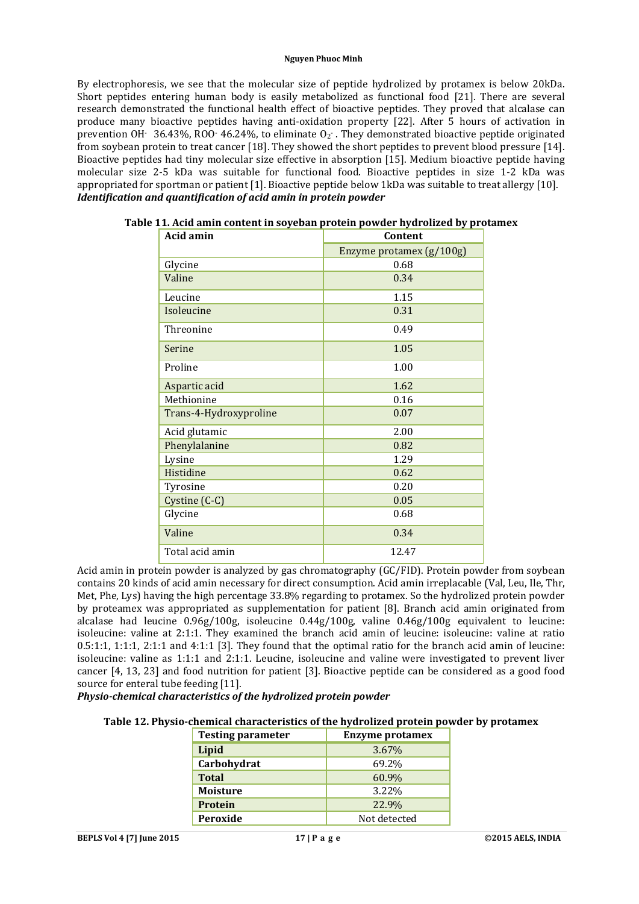By electrophoresis, we see that the molecular size of peptide hydrolized by protamex is below 20kDa. Short peptides entering human body is easily metabolized as functional food [21]. There are several research demonstrated the functional health effect of bioactive peptides. They proved that alcalase can produce many bioactive peptides having anti-oxidation property [22]. After 5 hours of activation in prevention $OH^-$ 36.43%, $ROO^-$ 46.24%, to eliminate $O_2^-$. They demonstrated bioactive peptide originated from soybean protein to treat cancer [18]. They showed the short peptides to prevent blood pressure [14]. Bioactive peptides had tiny molecular size effective in absorption [15]. Medium bioactive peptide having molecular size 2-5 kDa was suitable for functional food. Bioactive peptides in size 1-2 kDa was appropriated for sportman or patient [1]. Bioactive peptide below 1kDa was suitable to treat allergy [10].

***Identification and quantification of acid amin in protein powder***

**Table 11. Acid amin content in soyeban protein powder hydrolized by protamex**

| Acid amin | Content |
|---|---|
| | Enzyme protamex (g/100g) |
| Glycine | 0.68 |
| Valine | 0.34 |
| Leucine | 1.15 |
| Isoleucine | 0.31 |
| Threonine | 0.49 |
| Serine | 1.05 |
| Proline | 1.00 |
| Aspartic acid | 1.62 |
| Methionine | 0.16 |
| Trans-4-Hydroxyproline | 0.07 |
| Acid glutamic | 2.00 |
| Phenylalanine | 0.82 |
| Lysine | 1.29 |
| Histidine | 0.62 |
| Tyrosine | 0.20 |
| Cystine (C-C) | 0.05 |
| Glycine | 0.68 |
| Valine | 0.34 |
| Total acid amin | 12.47 |

Acid amin in protein powder is analyzed by gas chromatography (GC/FID). Protein powder from soybean contains 20 kinds of acid amin necessary for direct consumption. Acid amin irreplacable (Val, Leu, Ile, Thr, Met, Phe, Lys) having the high percentage 33.8% regarding to protamex. So the hydrolized protein powder by proteamex was appropriated as supplementation for patient [8]. Branch acid amin originated from alcalase had leucine 0.96g/100g, isoleucine 0.44g/100g, valine 0.46g/100g equivalent to leucine: isoleucine: valine at 2:1:1. They examined the branch acid amin of leucine: isoleucine: valine at ratio 0.5:1:1, 1:1:1, 2:1:1 and 4:1:1 [3]. They found that the optimal ratio for the branch acid amin of leucine: isoleucine: valine as 1:1:1 and 2:1:1. Leucine, isoleucine and valine were investigated to prevent liver cancer [4, 13, 23] and food nutrition for patient [3]. Bioactive peptide can be considered as a good food source for enteral tube feeding [11].

***Physio-chemical characteristics of the hydrolized protein powder***

**Table 12. Physio-chemical characteristics of the hydrolized protein powder by protamex**

| Testing parameter | Enzyme protamex |
|---|---|
| **Lipid** | 3.67% |
| **Carbohydrat** | 69.2% |
| **Total** | 60.9% |
| **Moisture** | 3.22% |
| **Protein** | 22.9% |
| **Peroxide** | Not detected |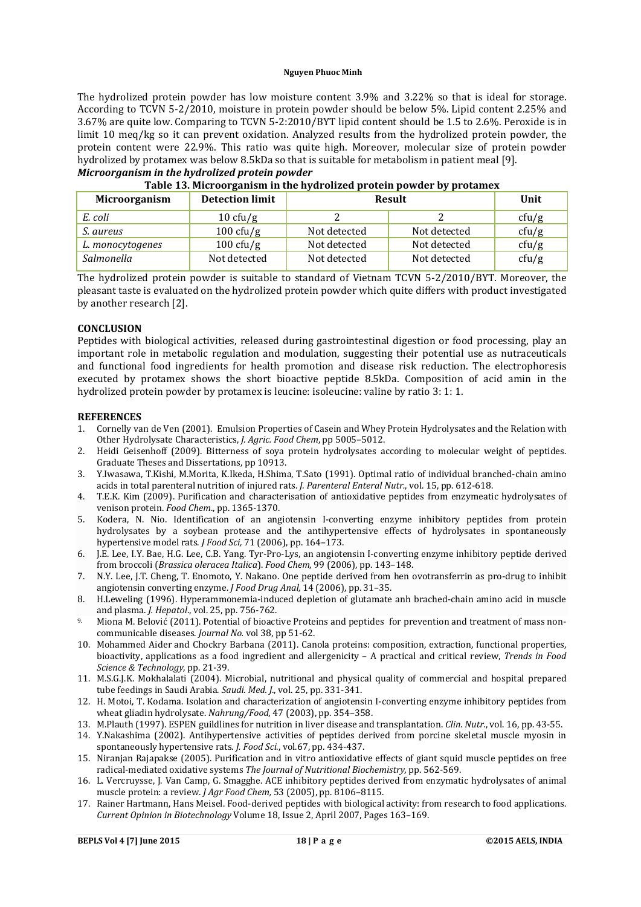The hydrolized protein powder has low moisture content 3.9% and 3.22% so that is ideal for storage. According to TCVN 5-2/2010, moisture in protein powder should be below 5%. Lipid content 2.25% and 3.67% are quite low. Comparing to TCVN 5-2:2010/BYT lipid content should be 1.5 to 2.6%. Peroxide is in limit 10 meq/kg so it can prevent oxidation. Analyzed results from the hydrolized protein powder, the protein content were 22.9%. This ratio was quite high. Moreover, molecular size of protein powder hydrolized by protamex was below 8.5kDa so that is suitable for metabolism in patient meal [9].

***Microorganism in the hydrolized protein powder***

**Table 13. Microorganism in the hydrolized protein powder by protamex**

| Microorganism | Detection limit | Result | | Unit |
|---|---|---|---|---|
| *E. coli* | 10 cfu/g | 2 | 2 | cfu/g |
| *S. aureus* | 100 cfu/g | Not detected | Not detected | cfu/g |
| *L. monocytogenes* | 100 cfu/g | Not detected | Not detected | cfu/g |
| *Salmonella* | Not detected | Not detected | Not detected | cfu/g |

The hydrolized protein powder is suitable to standard of Vietnam TCVN 5-2/2010/BYT. Moreover, the pleasant taste is evaluated on the hydrolized protein powder which quite differs with product investigated by another research [2].

## CONCLUSION

Peptides with biological activities, released during gastrointestinal digestion or food processing, play an important role in metabolic regulation and modulation, suggesting their potential use as nutraceuticals and functional food ingredients for health promotion and disease risk reduction. The electrophoresis executed by protamex shows the short bioactive peptide 8.5kDa. Composition of acid amin in the hydrolized protein powder by protamex is leucine: isoleucine: valine by ratio 3: 1: 1.

## REFERENCES

1. Cornelly van de Ven (2001). Emulsion Properties of Casein and Whey Protein Hydrolysates and the Relation with Other Hydrolysate Characteristics, *J. Agric. Food Chem*, pp 5005–5012.
2. Heidi Geisenhoff (2009). Bitterness of soya protein hydrolysates according to molecular weight of peptides. Graduate Theses and Dissertations, pp 10913.
3. Y.Iwasawa, T.Kishi, M.Morita, K.Ikeda, H.Shima, T.Sato (1991). Optimal ratio of individual branched-chain amino acids in total parenteral nutrition of injured rats. *J. Parenteral Enteral Nutr.*, vol. 15, pp. 612-618.
4. T.E.K. Kim (2009). Purification and characterisation of antioxidative peptides from enzymeatic hydrolysates of venison protein. *Food Chem.*, pp. 1365-1370.
5. Kodera, N. Nio. Identification of an angiotensin I-converting enzyme inhibitory peptides from protein hydrolysates by a soybean protease and the antihypertensive effects of hydrolysates in spontaneously hypertensive model rats. *J Food Sci,* 71 (2006), pp. 164–173.
6. J.E. Lee, I.Y. Bae, H.G. Lee, C.B. Yang. Tyr-Pro-Lys, an angiotensin I-converting enzyme inhibitory peptide derived from broccoli (*Brassica oleracea Italica*). *Food Chem,* 99 (2006), pp. 143–148.
7. N.Y. Lee, J.T. Cheng, T. Enomoto, Y. Nakano. One peptide derived from hen ovotransferrin as pro-drug to inhibit angiotensin converting enzyme. *J Food Drug Anal,* 14 (2006), pp. 31–35.
8. H.Leweling (1996). Hyperammonemia-induced depletion of glutamate anh brached-chain amino acid in muscle and plasma. *J. Hepatol.*, vol. 25, pp. 756-762.
9. Miona M. Belović (2011). Potential of bioactive Proteins and peptides for prevention and treatment of mass non-communicable diseases. *Journal No.* vol 38, pp 51-62.
10. Mohammed Aider and Chockry Barbana (2011). Canola proteins: composition, extraction, functional properties, bioactivity, applications as a food ingredient and allergenicity – A practical and critical review, *Trends in Food Science & Technology*, pp. 21-39.
11. M.S.G.J.K. Mokhalalati (2004). Microbial, nutritional and physical quality of commercial and hospital prepared tube feedings in Saudi Arabia. *Saudi. Med. J.*, vol. 25, pp. 331-341.
12. H. Motoi, T. Kodama. Isolation and characterization of angiotensin I-converting enzyme inhibitory peptides from wheat gliadin hydrolysate. *Nahrung/Food,* 47 (2003), pp. 354–358.
13. M.Plauth (1997). ESPEN guildlines for nutrition in liver disease and transplantation. *Clin. Nutr.*, vol. 16, pp. 43-55.
14. Y.Nakashima (2002). Antihypertensive activities of peptides derived from porcine skeletal muscle myosin in spontaneously hypertensive rats. *J. Food Sci.*, vol.67, pp. 434-437.
15. Niranjan Rajapakse (2005). Purification and in vitro antioxidative effects of giant squid muscle peptides on free radical-mediated oxidative systems *The Journal of Nutritional Biochemistry,* pp. 562-569.
16. L. Vercruysse, J. Van Camp, G. Smagghe. ACE inhibitory peptides derived from enzymatic hydrolysates of animal muscle protein: a review. *J Agr Food Chem,* 53 (2005), pp. 8106–8115.
17. Rainer Hartmann, Hans Meisel. Food-derived peptides with biological activity: from research to food applications. *Current Opinion in Biotechnology* Volume 18, Issue 2, April 2007, Pages 163–169.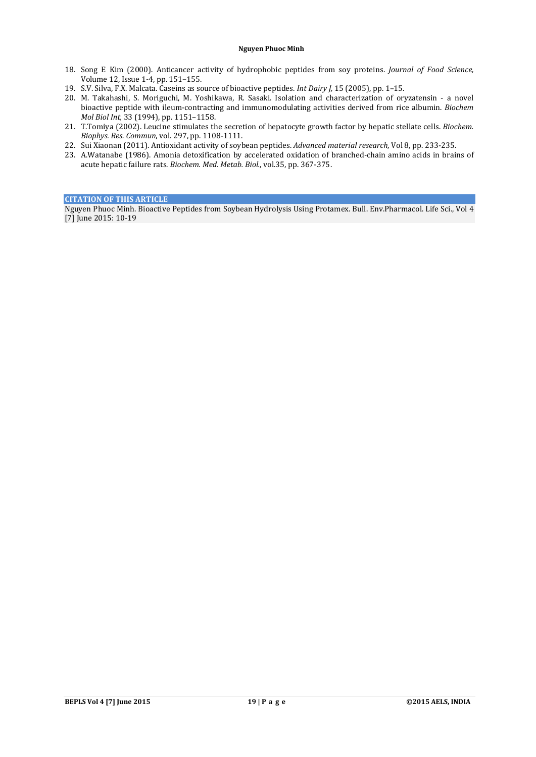18. Song E Kim (2000). Anticancer activity of hydrophobic peptides from soy proteins. *Journal of Food Science,* Volume 12, Issue 1-4, pp. 151–155.
19. S.V. Silva, F.X. Malcata. Caseins as source of bioactive peptides. *Int Dairy J,* 15 (2005), pp. 1–15.
20. M. Takahashi, S. Moriguchi, M. Yoshikawa, R. Sasaki. Isolation and characterization of oryzatensin - a novel bioactive peptide with ileum-contracting and immunomodulating activities derived from rice albumin. *Biochem Mol Biol Int,* 33 (1994), pp. 1151–1158.
21. T.Tomiya (2002). Leucine stimulates the secretion of hepatocyte growth factor by hepatic stellate cells. *Biochem. Biophys. Res. Commun,* vol. 297, pp. 1108-1111.
22. Sui Xiaonan (2011). Antioxidant activity of soybean peptides. *Advanced material research*, Vol 8, pp. 233-235.
23. A.Watanabe (1986). Amonia detoxification by accelerated oxidation of branched-chain amino acids in brains of acute hepatic failure rats. *Biochem. Med. Metab. Biol.*, vol.35, pp. 367-375.

**CITATION OF THIS ARTICLE**

Nguyen Phuoc Minh. Bioactive Peptides from Soybean Hydrolysis Using Protamex. Bull. Env.Pharmacol. Life Sci., Vol 4 [7] June 2015: 10-19